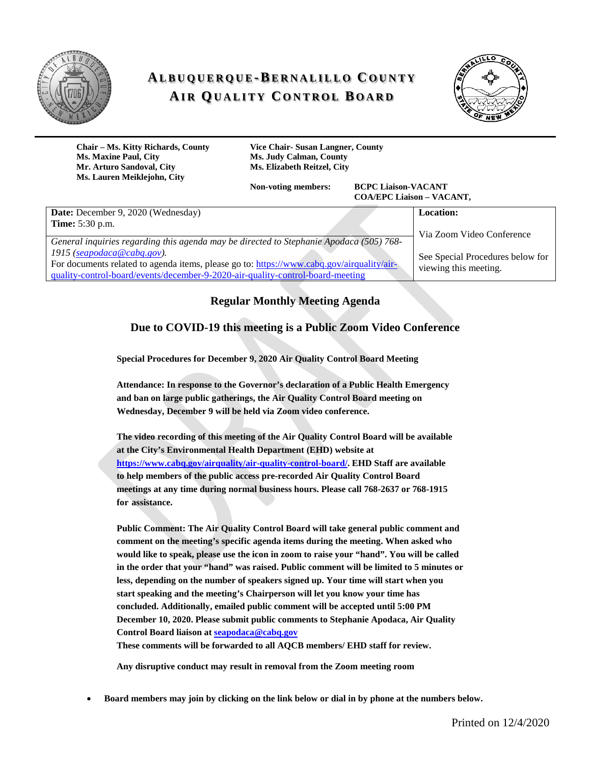# ALBUQUERQUE-BERNALILLO COUNTY AIR QUALITY CONTROL BOARD

**Chair – Ms. Kitty Richards, County**
**Ms. Maxine Paul, City**
**Mr. Arturo Sandoval, City**
**Ms. Lauren Meiklejohn, City**

**Vice Chair- Susan Langner, County**
**Ms. Judy Calman, County**
**Ms. Elizabeth Reitzel, City**

**Non-voting members:** **BCPC Liaison-VACANT**
**COA/EPC Liaison – VACANT,**

| **Date:** December 9, 2020 (Wednesday)<br>**Time:** 5:30 p.m. | **Location:**<br><br>Via Zoom Video Conference<br><br>See Special Procedures below for viewing this meeting. |
|---|---|
| *General inquiries regarding this agenda may be directed to Stephanie Apodaca (505) 768-1915 (seapodaca@cabq.gov).*<br>For documents related to agenda items, please go to: https://www.cabq.gov/airquality/air-quality-control-board/events/december-9-2020-air-quality-control-board-meeting | |

## Regular Monthly Meeting Agenda

## Due to COVID-19 this meeting is a Public Zoom Video Conference

**Special Procedures for December 9, 2020 Air Quality Control Board Meeting**

**Attendance: In response to the Governor's declaration of a Public Health Emergency and ban on large public gatherings, the Air Quality Control Board meeting on Wednesday, December 9 will be held via Zoom video conference.**

**The video recording of this meeting of the Air Quality Control Board will be available at the City's Environmental Health Department (EHD) website at https://www.cabq.gov/airquality/air-quality-control-board/. EHD Staff are available to help members of the public access pre-recorded Air Quality Control Board meetings at any time during normal business hours. Please call 768-2637 or 768-1915 for assistance.**

**Public Comment: The Air Quality Control Board will take general public comment and comment on the meeting's specific agenda items during the meeting. When asked who would like to speak, please use the icon in zoom to raise your "hand". You will be called in the order that your "hand" was raised. Public comment will be limited to 5 minutes or less, depending on the number of speakers signed up. Your time will start when you start speaking and the meeting's Chairperson will let you know your time has concluded. Additionally, emailed public comment will be accepted until 5:00 PM December 10, 2020. Please submit public comments to Stephanie Apodaca, Air Quality Control Board liaison at seapodaca@cabq.gov**
**These comments will be forwarded to all AQCB members/ EHD staff for review.**

**Any disruptive conduct may result in removal from the Zoom meeting room**

- **Board members may join by clicking on the link below or dial in by phone at the numbers below.**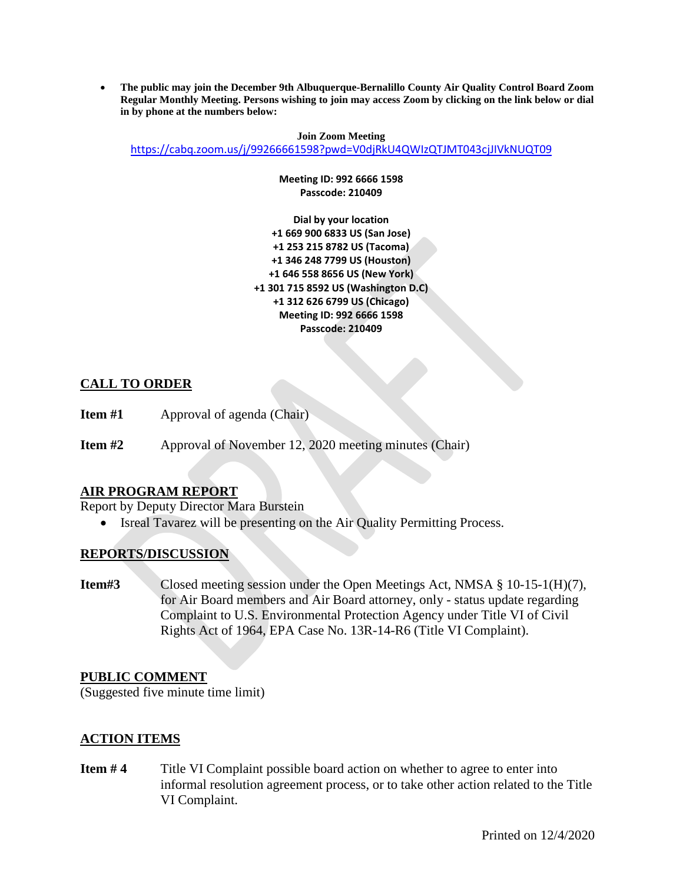- **The public may join the December 9th Albuquerque-Bernalillo County Air Quality Control Board Zoom Regular Monthly Meeting. Persons wishing to join may access Zoom by clicking on the link below or dial in by phone at the numbers below:**

**Join Zoom Meeting**
https://cabq.zoom.us/j/99266661598?pwd=V0djRkU4QWIzQTJMT043cjJIVkNUQT09

**Meeting ID: 992 6666 1598**
**Passcode: 210409**

**Dial by your location**
**+1 669 900 6833 US (San Jose)**
**+1 253 215 8782 US (Tacoma)**
**+1 346 248 7799 US (Houston)**
**+1 646 558 8656 US (New York)**
**+1 301 715 8592 US (Washington D.C)**
**+1 312 626 6799 US (Chicago)**
**Meeting ID: 992 6666 1598**
**Passcode: 210409**

## CALL TO ORDER

**Item #1** Approval of agenda (Chair)

**Item #2** Approval of November 12, 2020 meeting minutes (Chair)

## AIR PROGRAM REPORT

Report by Deputy Director Mara Burstein

- Isreal Tavarez will be presenting on the Air Quality Permitting Process.

## REPORTS/DISCUSSION

**Item#3** Closed meeting session under the Open Meetings Act, NMSA § 10-15-1(H)(7), for Air Board members and Air Board attorney, only - status update regarding Complaint to U.S. Environmental Protection Agency under Title VI of Civil Rights Act of 1964, EPA Case No. 13R-14-R6 (Title VI Complaint).

## PUBLIC COMMENT

(Suggested five minute time limit)

## ACTION ITEMS

**Item # 4** Title VI Complaint possible board action on whether to agree to enter into informal resolution agreement process, or to take other action related to the Title VI Complaint.

Printed on 12/4/2020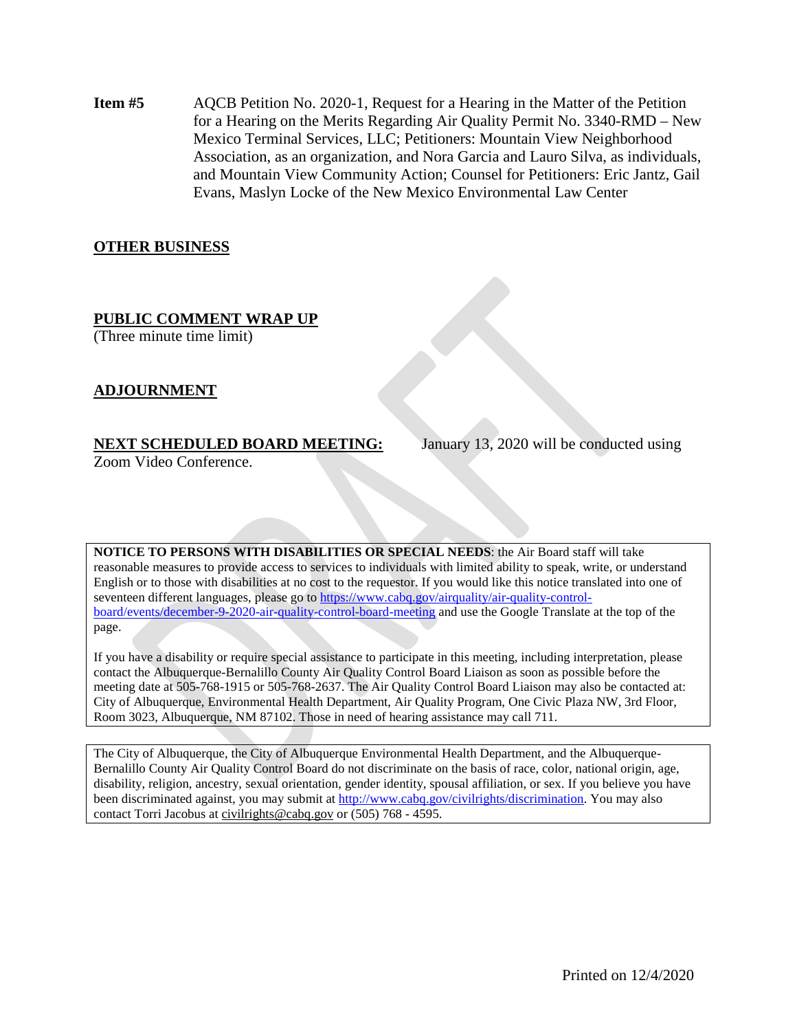**Item #5** AQCB Petition No. 2020-1, Request for a Hearing in the Matter of the Petition for a Hearing on the Merits Regarding Air Quality Permit No. 3340-RMD – New Mexico Terminal Services, LLC; Petitioners: Mountain View Neighborhood Association, as an organization, and Nora Garcia and Lauro Silva, as individuals, and Mountain View Community Action; Counsel for Petitioners: Eric Jantz, Gail Evans, Maslyn Locke of the New Mexico Environmental Law Center

**OTHER BUSINESS**

**PUBLIC COMMENT WRAP UP**
(Three minute time limit)

**ADJOURNMENT**

**NEXT SCHEDULED BOARD MEETING:** January 13, 2020 will be conducted using Zoom Video Conference.

**NOTICE TO PERSONS WITH DISABILITIES OR SPECIAL NEEDS**: the Air Board staff will take reasonable measures to provide access to services to individuals with limited ability to speak, write, or understand English or to those with disabilities at no cost to the requestor. If you would like this notice translated into one of seventeen different languages, please go to https://www.cabq.gov/airquality/air-quality-control-board/events/december-9-2020-air-quality-control-board-meeting and use the Google Translate at the top of the page.

If you have a disability or require special assistance to participate in this meeting, including interpretation, please contact the Albuquerque-Bernalillo County Air Quality Control Board Liaison as soon as possible before the meeting date at 505-768-1915 or 505-768-2637. The Air Quality Control Board Liaison may also be contacted at: City of Albuquerque, Environmental Health Department, Air Quality Program, One Civic Plaza NW, 3rd Floor, Room 3023, Albuquerque, NM 87102. Those in need of hearing assistance may call 711.

The City of Albuquerque, the City of Albuquerque Environmental Health Department, and the Albuquerque-Bernalillo County Air Quality Control Board do not discriminate on the basis of race, color, national origin, age, disability, religion, ancestry, sexual orientation, gender identity, spousal affiliation, or sex. If you believe you have been discriminated against, you may submit at http://www.cabq.gov/civilrights/discrimination. You may also contact Torri Jacobus at civilrights@cabq.gov or (505) 768 - 4595.

Printed on 12/4/2020